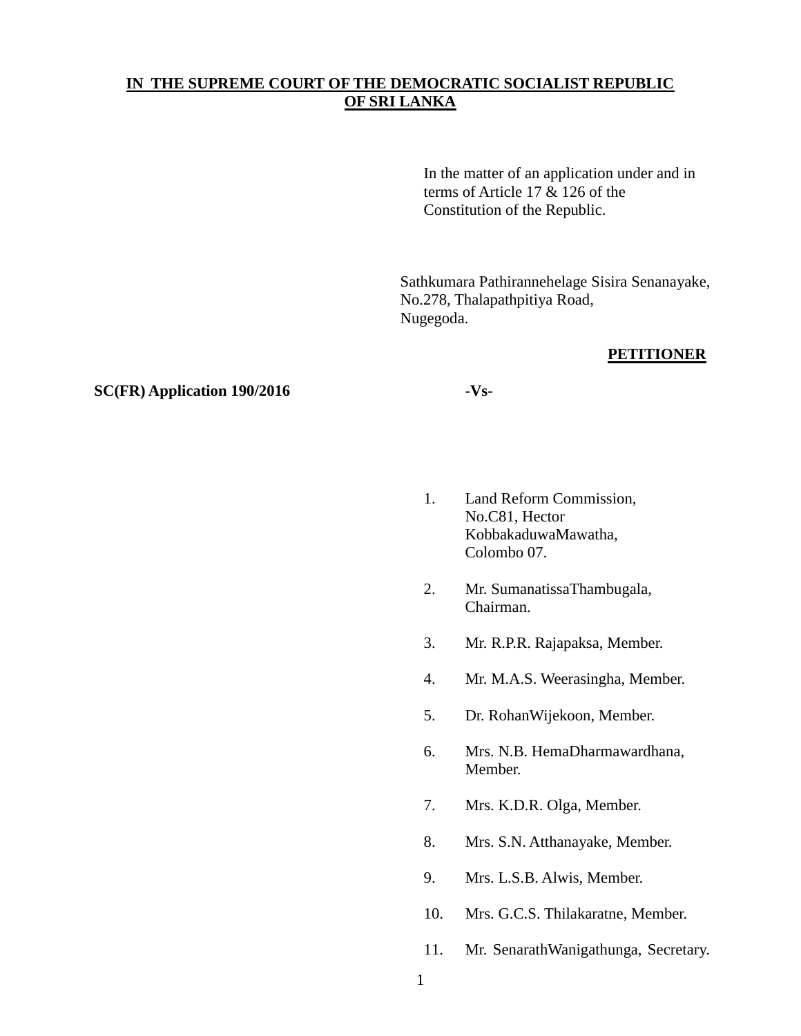**IN THE SUPREME COURT OF THE DEMOCRATIC SOCIALIST REPUBLIC OF SRI LANKA**

In the matter of an application under and in terms of Article 17 & 126 of the Constitution of the Republic.

Sathkumara Pathirannehelage Sisira Senanayake,
No.278, Thalapathpitiya Road,
Nugegoda.

**PETITIONER**

**SC(FR) Application 190/2016**

**-Vs-**

1. Land Reform Commission,
   No.C81, Hector KobbakaduwaMawatha,
   Colombo 07.
2. Mr. SumanatissaThambugala, Chairman.
3. Mr. R.P.R. Rajapaksa, Member.
4. Mr. M.A.S. Weerasingha, Member.
5. Dr. RohanWijekoon, Member.
6. Mrs. N.B. HemaDharmawardhana, Member.
7. Mrs. K.D.R. Olga, Member.
8. Mrs. S.N. Atthanayake, Member.
9. Mrs. L.S.B. Alwis, Member.
10. Mrs. G.C.S. Thilakaratne, Member.
11. Mr. SenarathWanigathunga, Secretary.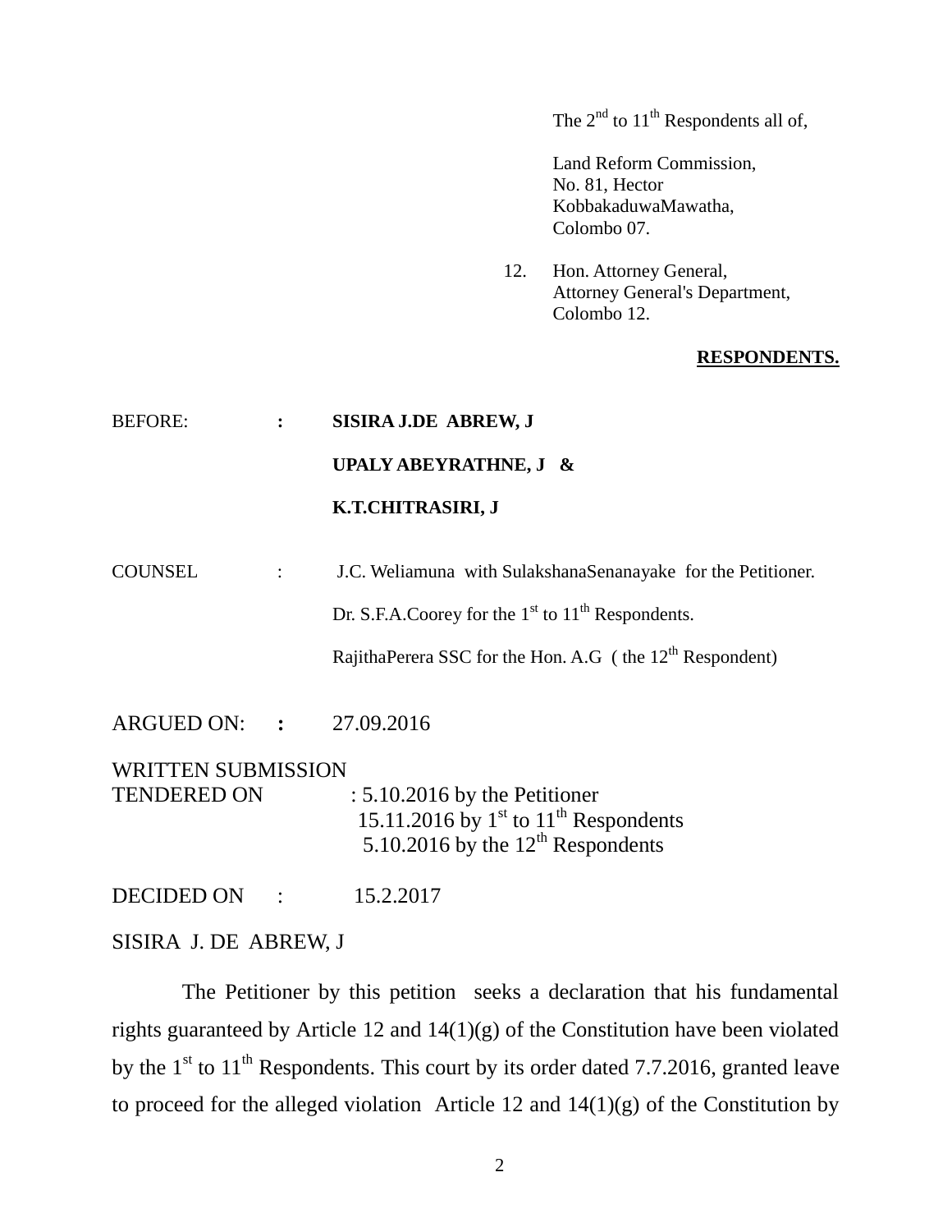The 2nd to 11th Respondents all of,

Land Reform Commission,
No. 81, Hector
KobbakaduwaMawatha,
Colombo 07.

12. Hon. Attorney General,
Attorney General's Department,
Colombo 12.

**RESPONDENTS.**

BEFORE: **: SISIRA J.DE ABREW, J**

**UPALY ABEYRATHNE, J &**

**K.T.CHITRASIRI, J**

COUNSEL : J.C. Weliamuna with SulakshanaSenanayake for the Petitioner.

Dr. S.F.A.Coorey for the 1st to 11th Respondents.

RajithaPerera SSC for the Hon. A.G ( the 12th Respondent)

ARGUED ON: **:** 27.09.2016

WRITTEN SUBMISSION
TENDERED ON : 5.10.2016 by the Petitioner
15.11.2016 by 1st to 11th Respondents
5.10.2016 by the 12th Respondents

DECIDED ON : 15.2.2017

SISIRA J. DE ABREW, J

The Petitioner by this petition seeks a declaration that his fundamental rights guaranteed by Article 12 and 14(1)(g) of the Constitution have been violated by the 1st to 11th Respondents. This court by its order dated 7.7.2016, granted leave to proceed for the alleged violation Article 12 and 14(1)(g) of the Constitution by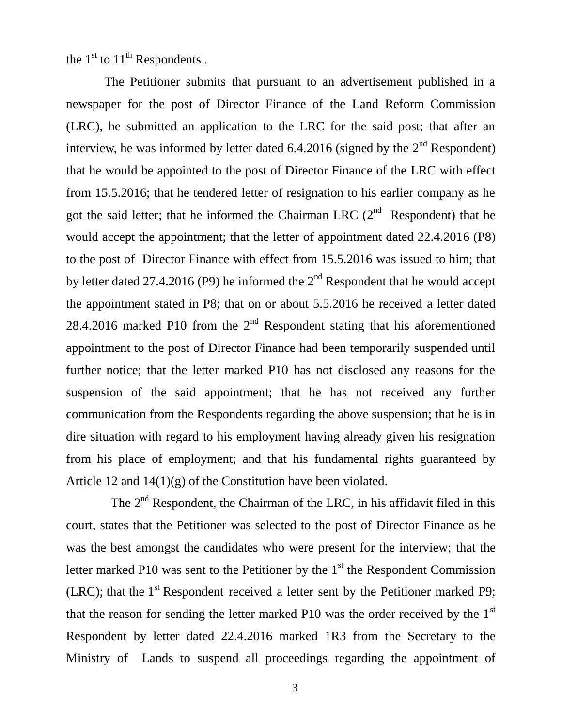the 1st to 11th Respondents .

The Petitioner submits that pursuant to an advertisement published in a newspaper for the post of Director Finance of the Land Reform Commission (LRC), he submitted an application to the LRC for the said post; that after an interview, he was informed by letter dated 6.4.2016 (signed by the 2nd Respondent) that he would be appointed to the post of Director Finance of the LRC with effect from 15.5.2016; that he tendered letter of resignation to his earlier company as he got the said letter; that he informed the Chairman LRC (2nd Respondent) that he would accept the appointment; that the letter of appointment dated 22.4.2016 (P8) to the post of Director Finance with effect from 15.5.2016 was issued to him; that by letter dated 27.4.2016 (P9) he informed the 2nd Respondent that he would accept the appointment stated in P8; that on or about 5.5.2016 he received a letter dated 28.4.2016 marked P10 from the 2nd Respondent stating that his aforementioned appointment to the post of Director Finance had been temporarily suspended until further notice; that the letter marked P10 has not disclosed any reasons for the suspension of the said appointment; that he has not received any further communication from the Respondents regarding the above suspension; that he is in dire situation with regard to his employment having already given his resignation from his place of employment; and that his fundamental rights guaranteed by Article 12 and 14(1)(g) of the Constitution have been violated.

The 2nd Respondent, the Chairman of the LRC, in his affidavit filed in this court, states that the Petitioner was selected to the post of Director Finance as he was the best amongst the candidates who were present for the interview; that the letter marked P10 was sent to the Petitioner by the 1st the Respondent Commission (LRC); that the 1st Respondent received a letter sent by the Petitioner marked P9; that the reason for sending the letter marked P10 was the order received by the 1st Respondent by letter dated 22.4.2016 marked 1R3 from the Secretary to the Ministry of Lands to suspend all proceedings regarding the appointment of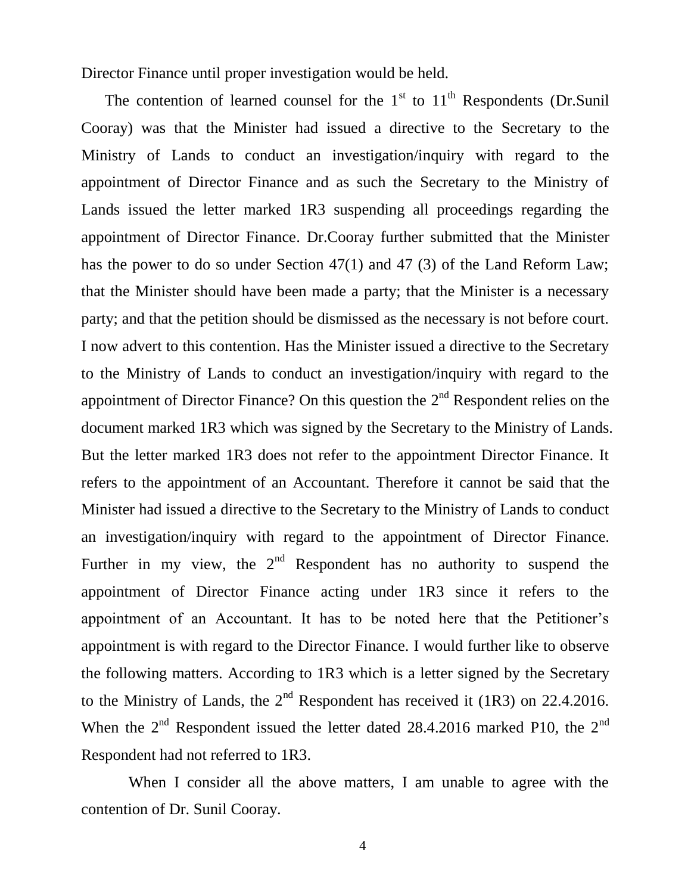Director Finance until proper investigation would be held.

The contention of learned counsel for the 1st to 11th Respondents (Dr.Sunil Cooray) was that the Minister had issued a directive to the Secretary to the Ministry of Lands to conduct an investigation/inquiry with regard to the appointment of Director Finance and as such the Secretary to the Ministry of Lands issued the letter marked 1R3 suspending all proceedings regarding the appointment of Director Finance. Dr.Cooray further submitted that the Minister has the power to do so under Section 47(1) and 47 (3) of the Land Reform Law; that the Minister should have been made a party; that the Minister is a necessary party; and that the petition should be dismissed as the necessary is not before court. I now advert to this contention. Has the Minister issued a directive to the Secretary to the Ministry of Lands to conduct an investigation/inquiry with regard to the appointment of Director Finance? On this question the 2nd Respondent relies on the document marked 1R3 which was signed by the Secretary to the Ministry of Lands. But the letter marked 1R3 does not refer to the appointment Director Finance. It refers to the appointment of an Accountant. Therefore it cannot be said that the Minister had issued a directive to the Secretary to the Ministry of Lands to conduct an investigation/inquiry with regard to the appointment of Director Finance. Further in my view, the 2nd Respondent has no authority to suspend the appointment of Director Finance acting under 1R3 since it refers to the appointment of an Accountant. It has to be noted here that the Petitioner's appointment is with regard to the Director Finance. I would further like to observe the following matters. According to 1R3 which is a letter signed by the Secretary to the Ministry of Lands, the 2nd Respondent has received it (1R3) on 22.4.2016. When the 2nd Respondent issued the letter dated 28.4.2016 marked P10, the 2nd Respondent had not referred to 1R3.

When I consider all the above matters, I am unable to agree with the contention of Dr. Sunil Cooray.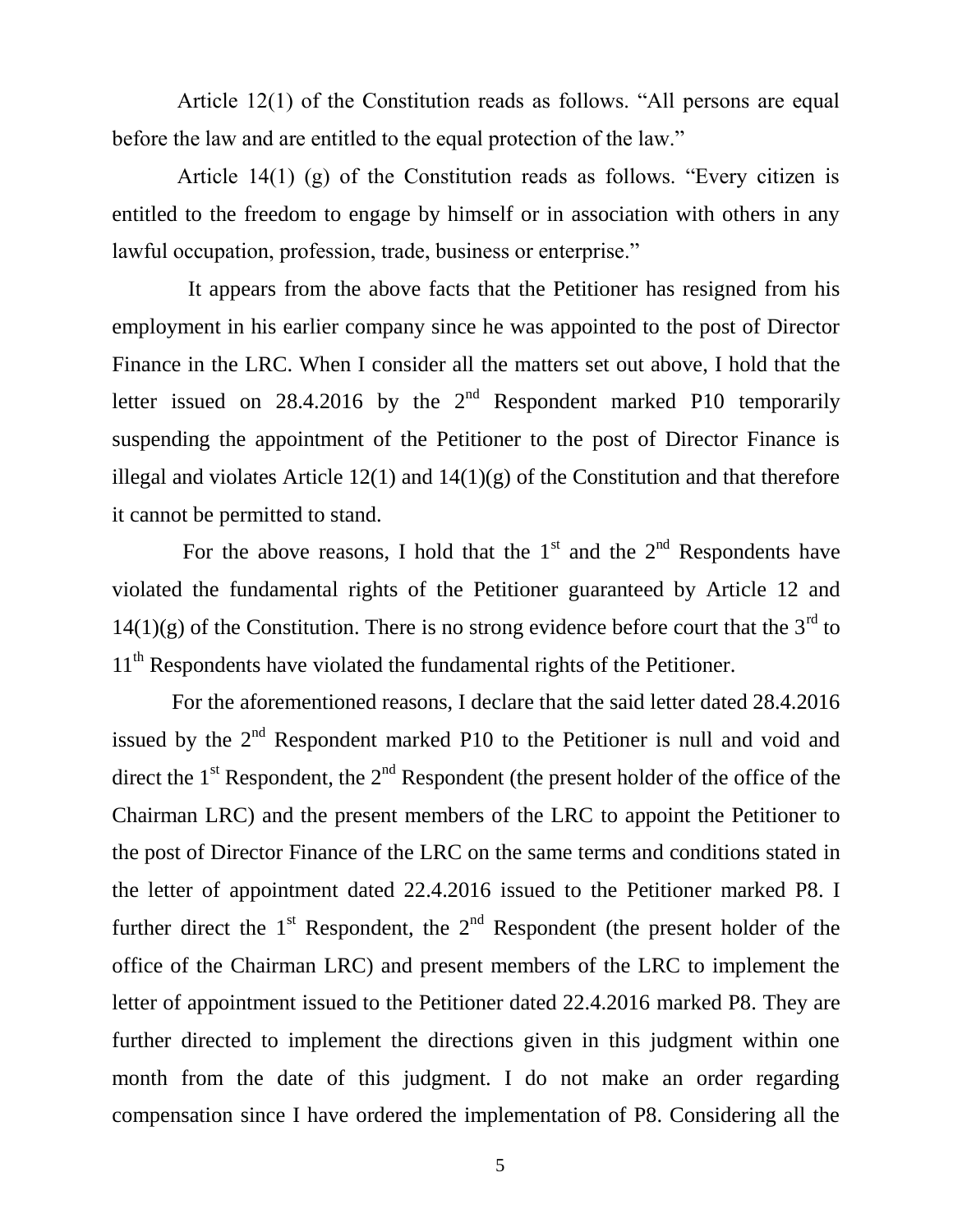Article 12(1) of the Constitution reads as follows. "All persons are equal before the law and are entitled to the equal protection of the law."

Article 14(1) (g) of the Constitution reads as follows. "Every citizen is entitled to the freedom to engage by himself or in association with others in any lawful occupation, profession, trade, business or enterprise."

It appears from the above facts that the Petitioner has resigned from his employment in his earlier company since he was appointed to the post of Director Finance in the LRC. When I consider all the matters set out above, I hold that the letter issued on 28.4.2016 by the 2nd Respondent marked P10 temporarily suspending the appointment of the Petitioner to the post of Director Finance is illegal and violates Article 12(1) and 14(1)(g) of the Constitution and that therefore it cannot be permitted to stand.

For the above reasons, I hold that the 1st and the 2nd Respondents have violated the fundamental rights of the Petitioner guaranteed by Article 12 and 14(1)(g) of the Constitution. There is no strong evidence before court that the 3rd to 11th Respondents have violated the fundamental rights of the Petitioner.

For the aforementioned reasons, I declare that the said letter dated 28.4.2016 issued by the 2nd Respondent marked P10 to the Petitioner is null and void and direct the 1st Respondent, the 2nd Respondent (the present holder of the office of the Chairman LRC) and the present members of the LRC to appoint the Petitioner to the post of Director Finance of the LRC on the same terms and conditions stated in the letter of appointment dated 22.4.2016 issued to the Petitioner marked P8. I further direct the 1st Respondent, the 2nd Respondent (the present holder of the office of the Chairman LRC) and present members of the LRC to implement the letter of appointment issued to the Petitioner dated 22.4.2016 marked P8. They are further directed to implement the directions given in this judgment within one month from the date of this judgment. I do not make an order regarding compensation since I have ordered the implementation of P8. Considering all the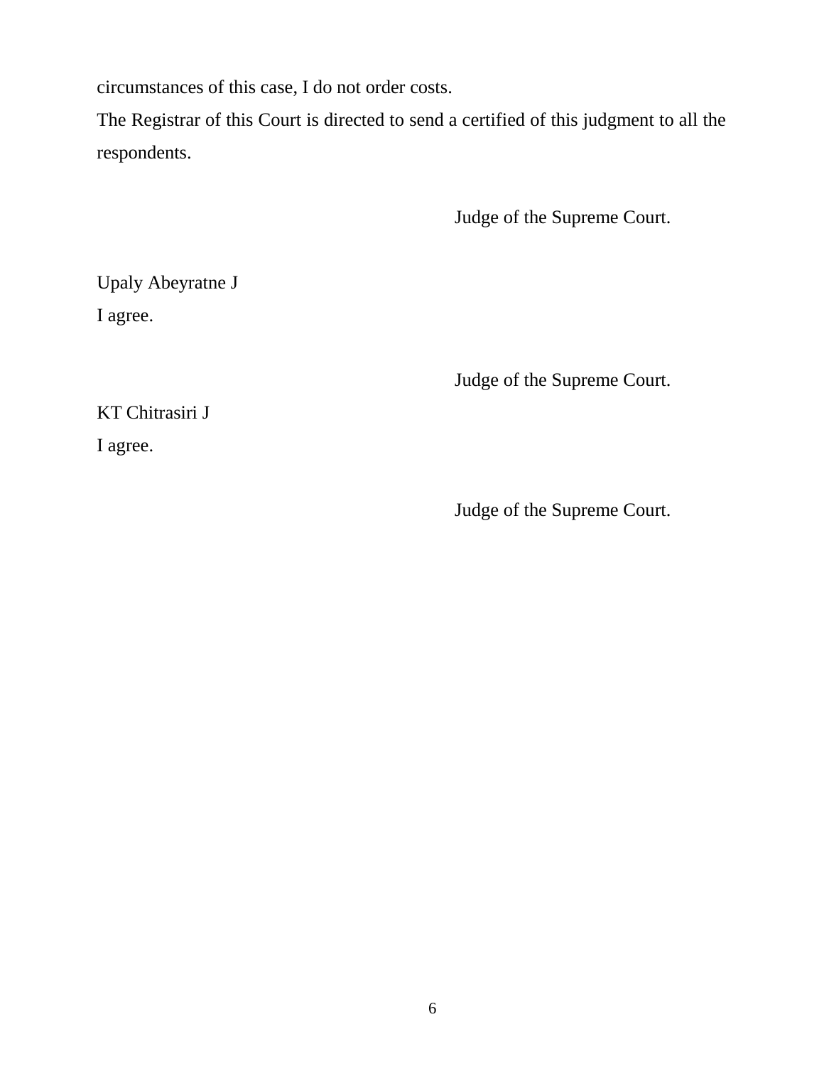circumstances of this case, I do not order costs.

The Registrar of this Court is directed to send a certified of this judgment to all the respondents.

Judge of the Supreme Court.

Upaly Abeyratne J

I agree.

Judge of the Supreme Court.

KT Chitrasiri J

I agree.

Judge of the Supreme Court.